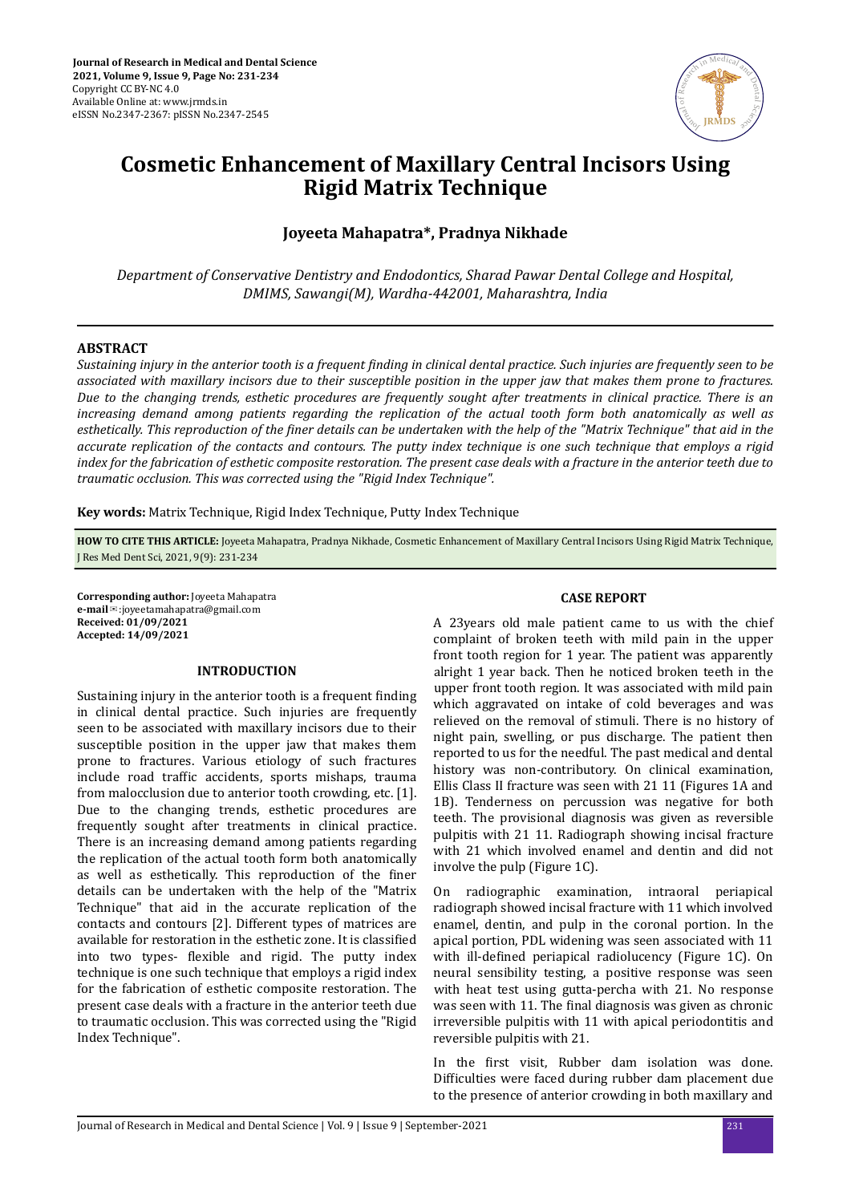# Cosmetic Enhancement of Maxillary Central Incisors Using Rigid Matrix Technique

**Joyeeta Mahapatra*, Pradnya Nikhade**

*Department of Conservative Dentistry and Endodontics, Sharad Pawar Dental College and Hospital, DMIMS, Sawangi(M), Wardha-442001, Maharashtra, India*

## ABSTRACT

*Sustaining injury in the anterior tooth is a frequent finding in clinical dental practice. Such injuries are frequently seen to be associated with maxillary incisors due to their susceptible position in the upper jaw that makes them prone to fractures. Due to the changing trends, esthetic procedures are frequently sought after treatments in clinical practice. There is an increasing demand among patients regarding the replication of the actual tooth form both anatomically as well as esthetically. This reproduction of the finer details can be undertaken with the help of the "Matrix Technique" that aid in the accurate replication of the contacts and contours. The putty index technique is one such technique that employs a rigid index for the fabrication of esthetic composite restoration. The present case deals with a fracture in the anterior teeth due to traumatic occlusion. This was corrected using the "Rigid Index Technique".*

**Key words:** Matrix Technique, Rigid Index Technique, Putty Index Technique

**HOW TO CITE THIS ARTICLE:** Joyeeta Mahapatra, Pradnya Nikhade, Cosmetic Enhancement of Maxillary Central Incisors Using Rigid Matrix Technique, J Res Med Dent Sci, 2021, 9(9): 231-234

**Corresponding author:** Joyeeta Mahapatra
**e-mail**✉:joyeetamahapatra@gmail.com
**Received: 01/09/2021**
**Accepted: 14/09/2021**

## INTRODUCTION

Sustaining injury in the anterior tooth is a frequent finding in clinical dental practice. Such injuries are frequently seen to be associated with maxillary incisors due to their susceptible position in the upper jaw that makes them prone to fractures. Various etiology of such fractures include road traffic accidents, sports mishaps, trauma from malocclusion due to anterior tooth crowding, etc. [1]. Due to the changing trends, esthetic procedures are frequently sought after treatments in clinical practice. There is an increasing demand among patients regarding the replication of the actual tooth form both anatomically as well as esthetically. This reproduction of the finer details can be undertaken with the help of the "Matrix Technique" that aid in the accurate replication of the contacts and contours [2]. Different types of matrices are available for restoration in the esthetic zone. It is classified into two types- flexible and rigid. The putty index technique is one such technique that employs a rigid index for the fabrication of esthetic composite restoration. The present case deals with a fracture in the anterior teeth due to traumatic occlusion. This was corrected using the "Rigid Index Technique".

## CASE REPORT

A 23years old male patient came to us with the chief complaint of broken teeth with mild pain in the upper front tooth region for 1 year. The patient was apparently alright 1 year back. Then he noticed broken teeth in the upper front tooth region. It was associated with mild pain which aggravated on intake of cold beverages and was relieved on the removal of stimuli. There is no history of night pain, swelling, or pus discharge. The patient then reported to us for the needful. The past medical and dental history was non-contributory. On clinical examination, Ellis Class II fracture was seen with 21 11 (Figures 1A and 1B). Tenderness on percussion was negative for both teeth. The provisional diagnosis was given as reversible pulpitis with 21 11. Radiograph showing incisal fracture with 21 which involved enamel and dentin and did not involve the pulp (Figure 1C).

On radiographic examination, intraoral periapical radiograph showed incisal fracture with 11 which involved enamel, dentin, and pulp in the coronal portion. In the apical portion, PDL widening was seen associated with 11 with ill-defined periapical radiolucency (Figure 1C). On neural sensibility testing, a positive response was seen with heat test using gutta-percha with 21. No response was seen with 11. The final diagnosis was given as chronic irreversible pulpitis with 11 with apical periodontitis and reversible pulpitis with 21.

In the first visit, Rubber dam isolation was done. Difficulties were faced during rubber dam placement due to the presence of anterior crowding in both maxillary and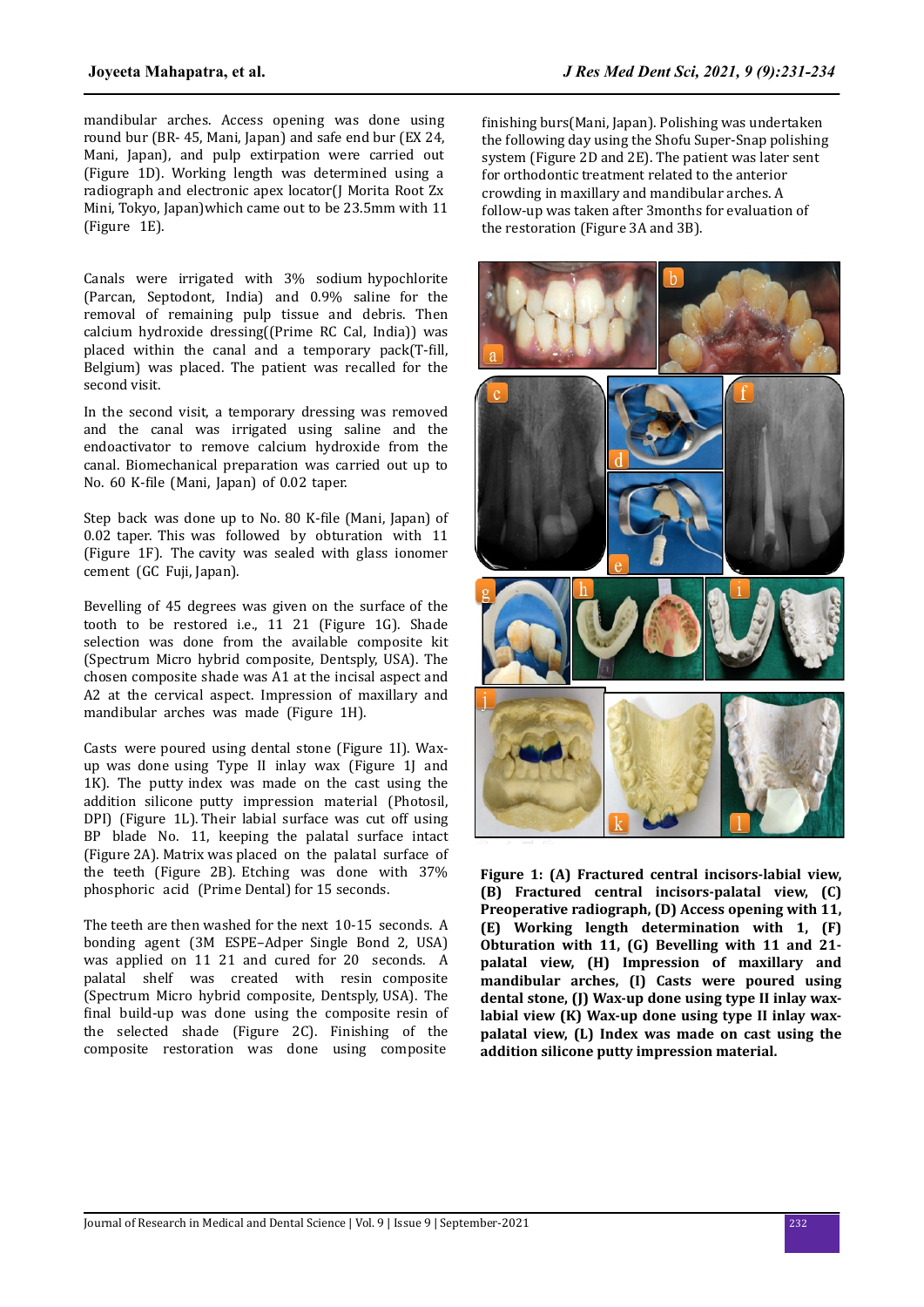mandibular arches. Access opening was done using round bur (BR- 45, Mani, Japan) and safe end bur (EX 24, Mani, Japan), and pulp extirpation were carried out (Figure 1D). Working length was determined using a radiograph and electronic apex locator(J Morita Root Zx Mini, Tokyo, Japan)which came out to be 23.5mm with 11 (Figure 1E).

Canals were irrigated with 3% sodium hypochlorite (Parcan, Septodont, India) and 0.9% saline for the removal of remaining pulp tissue and debris. Then calcium hydroxide dressing((Prime RC Cal, India)) was placed within the canal and a temporary pack(T-fill, Belgium) was placed. The patient was recalled for the second visit.

In the second visit, a temporary dressing was removed and the canal was irrigated using saline and the endoactivator to remove calcium hydroxide from the canal. Biomechanical preparation was carried out up to No. 60 K-file (Mani, Japan) of 0.02 taper.

Step back was done up to No. 80 K-file (Mani, Japan) of 0.02 taper. This was followed by obturation with 11 (Figure 1F). The cavity was sealed with glass ionomer cement (GC Fuji, Japan).

Bevelling of 45 degrees was given on the surface of the tooth to be restored i.e., 11 21 (Figure 1G). Shade selection was done from the available composite kit (Spectrum Micro hybrid composite, Dentsply, USA). The chosen composite shade was A1 at the incisal aspect and A2 at the cervical aspect. Impression of maxillary and mandibular arches was made (Figure 1H).

Casts were poured using dental stone (Figure 1I). Wax-up was done using Type II inlay wax (Figure 1J and 1K). The putty index was made on the cast using the addition silicone putty impression material (Photosil, DPI) (Figure 1L). Their labial surface was cut off using BP blade No. 11, keeping the palatal surface intact (Figure 2A). Matrix was placed on the palatal surface of the teeth (Figure 2B). Etching was done with 37% phosphoric acid (Prime Dental) for 15 seconds.

The teeth are then washed for the next 10-15 seconds. A bonding agent (3M ESPE–Adper Single Bond 2, USA) was applied on 11 21 and cured for 20 seconds. A palatal shelf was created with resin composite (Spectrum Micro hybrid composite, Dentsply, USA). The final build-up was done using the composite resin of the selected shade (Figure 2C). Finishing of the composite restoration was done using composite finishing burs(Mani, Japan). Polishing was undertaken the following day using the Shofu Super-Snap polishing system (Figure 2D and 2E). The patient was later sent for orthodontic treatment related to the anterior crowding in maxillary and mandibular arches. A follow-up was taken after 3months for evaluation of the restoration (Figure 3A and 3B).

**Figure 1: (A) Fractured central incisors-labial view, (B) Fractured central incisors-palatal view, (C) Preoperative radiograph, (D) Access opening with 11, (E) Working length determination with 1, (F) Obturation with 11, (G) Bevelling with 11 and 21-palatal view, (H) Impression of maxillary and mandibular arches, (I) Casts were poured using dental stone, (J) Wax-up done using type II inlay wax-labial view (K) Wax-up done using type II inlay wax-palatal view, (L) Index was made on cast using the addition silicone putty impression material.**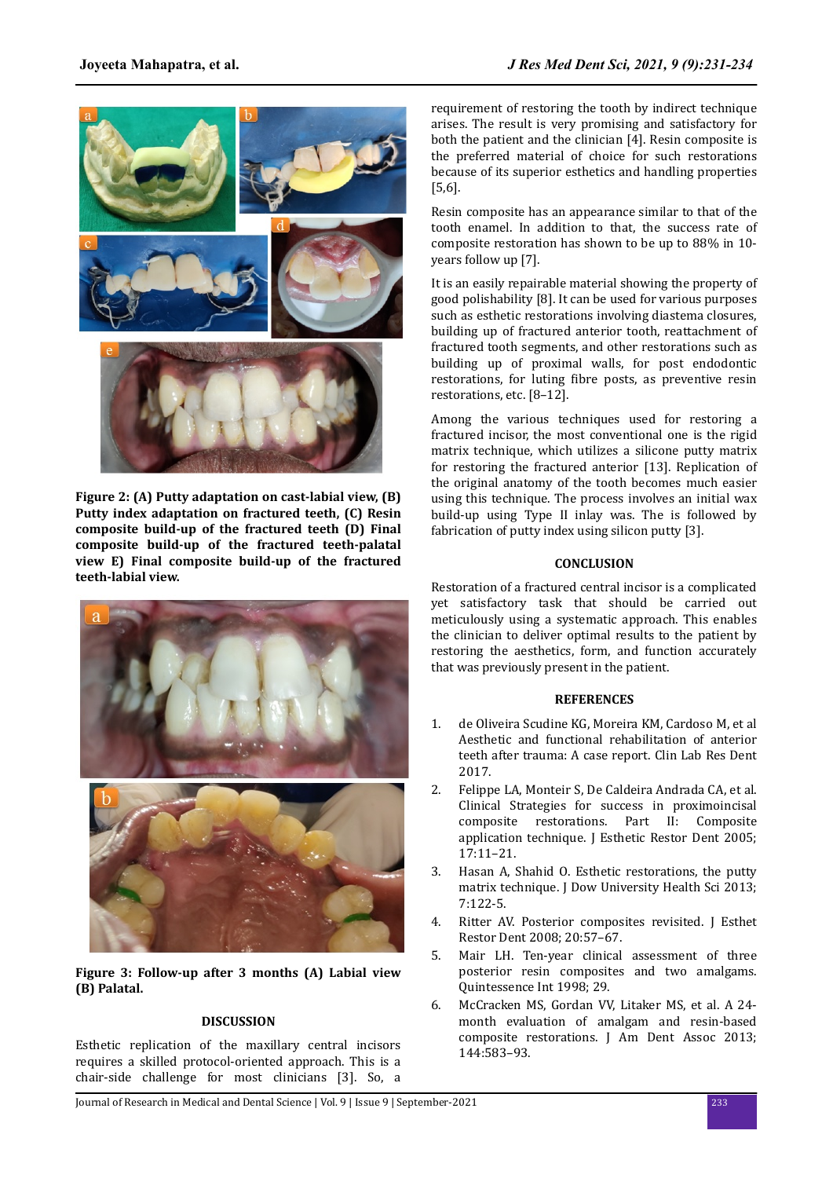**Figure 2: (A) Putty adaptation on cast-labial view, (B) Putty index adaptation on fractured teeth, (C) Resin composite build-up of the fractured teeth (D) Final composite build-up of the fractured teeth-palatal view E) Final composite build-up of the fractured teeth-labial view.**

**Figure 3: Follow-up after 3 months (A) Labial view (B) Palatal.**

## DISCUSSION

Esthetic replication of the maxillary central incisors requires a skilled protocol-oriented approach. This is a chair-side challenge for most clinicians [3]. So, a requirement of restoring the tooth by indirect technique arises. The result is very promising and satisfactory for both the patient and the clinician [4]. Resin composite is the preferred material of choice for such restorations because of its superior esthetics and handling properties [5,6].

Resin composite has an appearance similar to that of the tooth enamel. In addition to that, the success rate of composite restoration has shown to be up to 88% in 10-years follow up [7].

It is an easily repairable material showing the property of good polishability [8]. It can be used for various purposes such as esthetic restorations involving diastema closures, building up of fractured anterior tooth, reattachment of fractured tooth segments, and other restorations such as building up of proximal walls, for post endodontic restorations, for luting fibre posts, as preventive resin restorations, etc. [8–12].

Among the various techniques used for restoring a fractured incisor, the most conventional one is the rigid matrix technique, which utilizes a silicone putty matrix for restoring the fractured anterior [13]. Replication of the original anatomy of the tooth becomes much easier using this technique. The process involves an initial wax build-up using Type II inlay was. The is followed by fabrication of putty index using silicon putty [3].

## CONCLUSION

Restoration of a fractured central incisor is a complicated yet satisfactory task that should be carried out meticulously using a systematic approach. This enables the clinician to deliver optimal results to the patient by restoring the aesthetics, form, and function accurately that was previously present in the patient.

## REFERENCES

1. de Oliveira Scudine KG, Moreira KM, Cardoso M, et al Aesthetic and functional rehabilitation of anterior teeth after trauma: A case report. Clin Lab Res Dent 2017.
2. Felippe LA, Monteir S, De Caldeira Andrada CA, et al. Clinical Strategies for success in proximoincisal composite restorations. Part II: Composite application technique. J Esthetic Restor Dent 2005; 17:11–21.
3. Hasan A, Shahid O. Esthetic restorations, the putty matrix technique. J Dow University Health Sci 2013; 7:122-5.
4. Ritter AV. Posterior composites revisited. J Esthet Restor Dent 2008; 20:57–67.
5. Mair LH. Ten-year clinical assessment of three posterior resin composites and two amalgams. Quintessence Int 1998; 29.
6. McCracken MS, Gordan VV, Litaker MS, et al. A 24-month evaluation of amalgam and resin-based composite restorations. J Am Dent Assoc 2013; 144:583–93.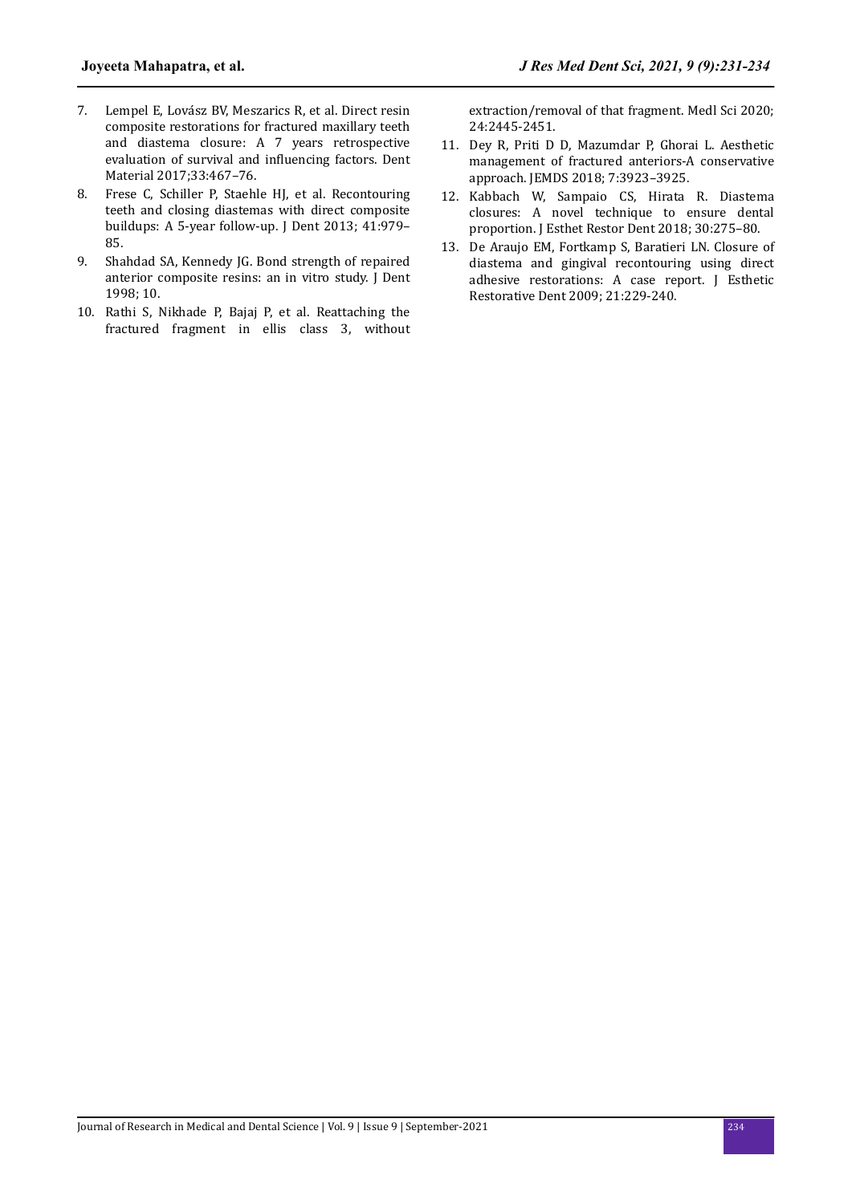7. Lempel E, Lovász BV, Meszarics R, et al. Direct resin composite restorations for fractured maxillary teeth and diastema closure: A 7 years retrospective evaluation of survival and influencing factors. Dent Material 2017;33:467–76.
8. Frese C, Schiller P, Staehle HJ, et al. Recontouring teeth and closing diastemas with direct composite buildups: A 5-year follow-up. J Dent 2013; 41:979–85.
9. Shahdad SA, Kennedy JG. Bond strength of repaired anterior composite resins: an in vitro study. J Dent 1998; 10.
10. Rathi S, Nikhade P, Bajaj P, et al. Reattaching the fractured fragment in ellis class 3, without extraction/removal of that fragment. Medl Sci 2020; 24:2445-2451.
11. Dey R, Priti D D, Mazumdar P, Ghorai L. Aesthetic management of fractured anteriors-A conservative approach. JEMDS 2018; 7:3923–3925.
12. Kabbach W, Sampaio CS, Hirata R. Diastema closures: A novel technique to ensure dental proportion. J Esthet Restor Dent 2018; 30:275–80.
13. De Araujo EM, Fortkamp S, Baratieri LN. Closure of diastema and gingival recontouring using direct adhesive restorations: A case report. J Esthetic Restorative Dent 2009; 21:229-240.